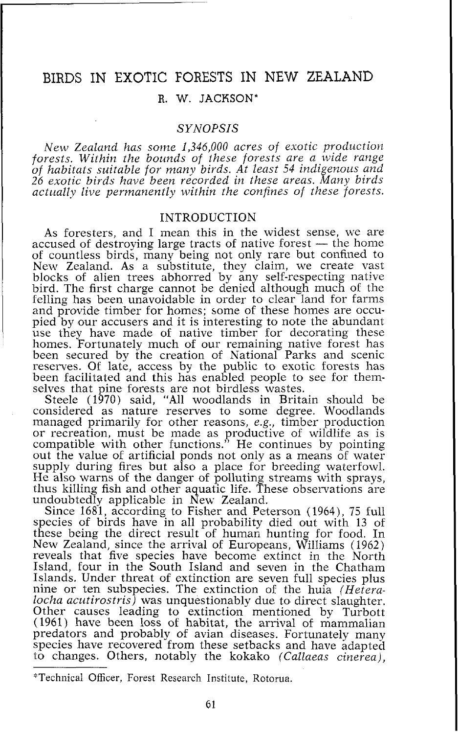# BIRDS IN EXOTIC FORESTS IN NEW ZEALAND

## R. W. JACKSON*

### *SYNOPSIS*

*New Zealand has some 1,346,000 acres of exotic production forests. Within the bounds of these forests are a wide range of habitats suitable for many birds. At least 54 indigenous and 26 exotic birds have been recorded in these areas. Many birds actually live permanently within the confines of these forests.*

## INTRODUCTION

As foresters, and I mean this in the widest sense, we are accused of destroying large tracts of native forest — the home of countless birds, many being not only rare but confined to New Zealand. As a substitute, they claim, we create vast blocks of alien trees abhorred by any self-respecting native bird. The first charge cannot be denied although much of the felling has been unavoidable in order to clear land for farms and provide timber for homes; some of these homes are occupied by our accusers and it is interesting to note the abundant use they have made of native timber for decorating these homes. Fortunately much of our remaining native forest has been secured by the creation of National Parks and scenic reserves. Of late, access by the public to exotic forests has been facilitated and this has enabled people to see for themselves that pine forests are not birdless wastes.

Steele (1970) said, "All woodlands in Britain should be considered as nature reserves to some degree. Woodlands managed primarily for other reasons, *e.g.*, timber production or recreation, must be made as productive of wildlife as is compatible with other functions." He continues by pointing out the value of artificial ponds not only as a means of water supply during fires but also a place for breeding waterfowl. He also warns of the danger of polluting streams with sprays, thus killing fish and other aquatic life. These observations are undoubtedly applicable in New Zealand.

Since 1681, according to Fisher and Peterson (1964), 75 full species of birds have in all probability died out with 13 of these being the direct result of human hunting for food. In New Zealand, since the arrival of Europeans, Williams (1962) reveals that five species have become extinct in the North Island, four in the South Island and seven in the Chatham Islands. Under threat of extinction are seven full species plus nine or ten subspecies. The extinction of the huia *(Heteralocha acutirostris)* was unquestionably due to direct slaughter. Other causes leading to extinction mentioned by Turbott (1961) have been loss of habitat, the arrival of mammalian predators and probably of avian diseases. Fortunately many species have recovered from these setbacks and have adapted to changes. Others, notably the kokako *(Callaeas cinerea)*,

---

*Technical Officer, Forest Research Institute, Rotorua.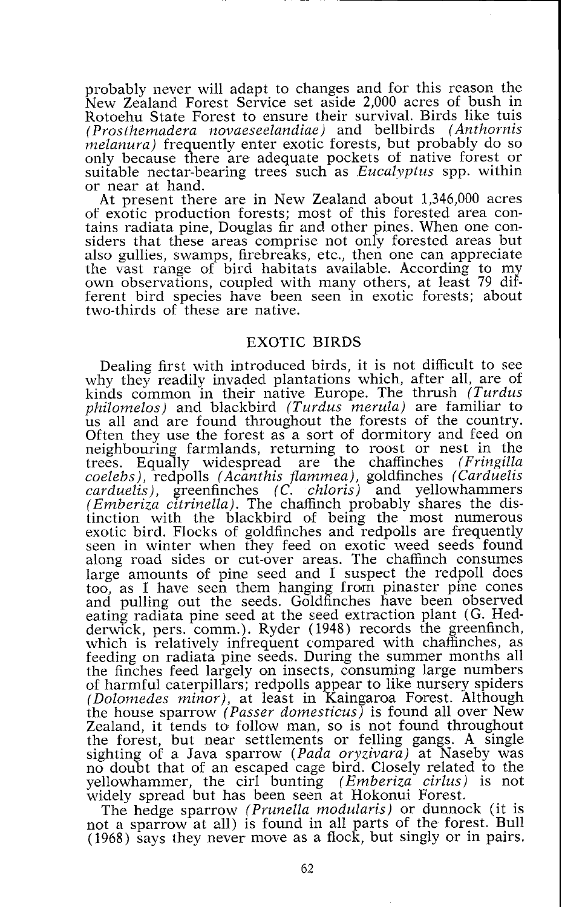probably never will adapt to changes and for this reason the New Zealand Forest Service set aside 2,000 acres of bush in Rotoehu State Forest to ensure their survival. Birds like tuis *(Prosthemadera novaeseelandiae)* and bellbirds *(Anthornis melanura)* frequently enter exotic forests, but probably do so only because there are adequate pockets of native forest or suitable nectar-bearing trees such as *Eucalyptus* spp. within or near at hand.

At present there are in New Zealand about 1,346,000 acres of exotic production forests; most of this forested area contains radiata pine, Douglas fir and other pines. When one considers that these areas comprise not only forested areas but also gullies, swamps, firebreaks, etc., then one can appreciate the vast range of bird habitats available. According to my own observations, coupled with many others, at least 79 different bird species have been seen in exotic forests; about two-thirds of these are native.

## EXOTIC BIRDS

Dealing first with introduced birds, it is not difficult to see why they readily invaded plantations which, after all, are of kinds common in their native Europe. The thrush *(Turdus philomelos)* and blackbird *(Turdus merula)* are familiar to us all and are found throughout the forests of the country. Often they use the forest as a sort of dormitory and feed on neighbouring farmlands, returning to roost or nest in the trees. Equally widespread are the chaffinches *(Fringilla coelebs)*, redpolls *(Acanthis flammea)*, goldfinches *(Carduelis carduelis)*, greenfinches *(C. chloris)* and yellowhammers *(Emberiza citrinella)*. The chaffinch probably shares the distinction with the blackbird of being the most numerous exotic bird. Flocks of goldfinches and redpolls are frequently seen in winter when they feed on exotic weed seeds found along road sides or cut-over areas. The chaffinch consumes large amounts of pine seed and I suspect the redpoll does too, as I have seen them hanging from pinaster pine cones and pulling out the seeds. Goldfinches have been observed eating radiata pine seed at the seed extraction plant (G. Hedderwick, pers. comm.). Ryder (1948) records the greenfinch, which is relatively infrequent compared with chaffinches, as feeding on radiata pine seeds. During the summer months all the finches feed largely on insects, consuming large numbers of harmful caterpillars; redpolls appear to like nursery spiders *(Dolomedes minor)*, at least in Kaingaroa Forest. Although the house sparrow *(Passer domesticus)* is found all over New Zealand, it tends to follow man, so is not found throughout the forest, but near settlements or felling gangs. A single sighting of a Java sparrow *(Pada oryzivara)* at Naseby was no doubt that of an escaped cage bird. Closely related to the yellowhammer, the cirl bunting *(Emberiza cirlus)* is not widely spread but has been seen at Hokonui Forest.

The hedge sparrow *(Prunella modularis)* or dunnock (it is not a sparrow at all) is found in all parts of the forest. Bull (1968) says they never move as a flock, but singly or in pairs.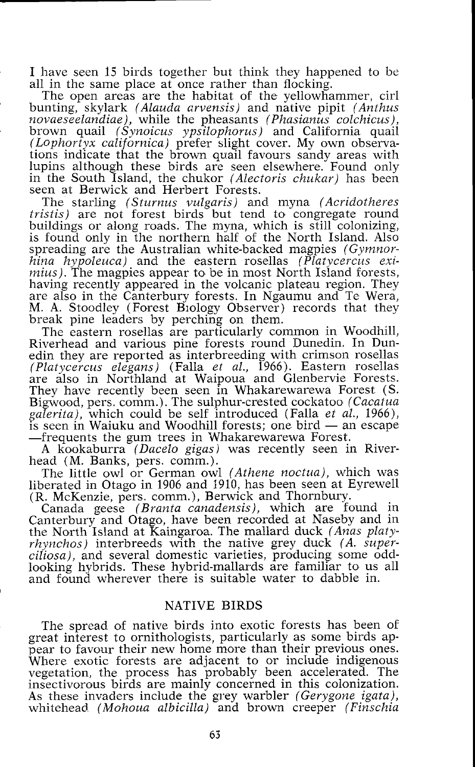I have seen 15 birds together but think they happened to be all in the same place at once rather than flocking.

The open areas are the habitat of the yellowhammer, cirl bunting, skylark *(Alauda arvensis)* and native pipit *(Anthus novaeseelandiae)*, while the pheasants *(Phasianus colchicus)*, brown quail *(Synoicus ypsilophorus)* and California quail *(Lophortyx californica)* prefer slight cover. My own observations indicate that the brown quail favours sandy areas with lupins although these birds are seen elsewhere. Found only in the South Island, the chukor *(Alectoris chukar)* has been seen at Berwick and Herbert Forests.

The starling *(Sturnus vulgaris)* and myna *(Acridotheres tristis)* are not forest birds but tend to congregate round buildings or along roads. The myna, which is still colonizing, is found only in the northern half of the North Island. Also spreading are the Australian white-backed magpies *(Gymnorhina hypoleuca)* and the eastern rosellas *(Platycercus eximius)*. The magpies appear to be in most North Island forests, having recently appeared in the volcanic plateau region. They are also in the Canterbury forests. In Ngaumu and Te Wera, M. A. Stoodley (Forest Biology Observer) records that they break pine leaders by perching on them.

The eastern rosellas are particularly common in Woodhill, Riverhead and various pine forests round Dunedin. In Dunedin they are reported as interbreeding with crimson rosellas *(Platycercus elegans)* (Falla *et al.*, 1966). Eastern rosellas are also in Northland at Waipoua and Glenbervie Forests. They have recently been seen in Whakarewarewa Forest (S. Bigwood, pers. comm.). The sulphur-crested cockatoo *(Cacatua galerita)*, which could be self introduced (Falla *et al.*, 1966), is seen in Waiuku and Woodhill forests; one bird — an escape —frequents the gum trees in Whakarewarewa Forest.

A kookaburra *(Dacelo gigas)* was recently seen in Riverhead (M. Banks, pers. comm.).

The little owl or German owl *(Athene noctua)*, which was liberated in Otago in 1906 and 1910, has been seen at Eyrewell (R. McKenzie, pers. comm.), Berwick and Thornbury.

Canada geese *(Branta canadensis)*, which are found in Canterbury and Otago, have been recorded at Naseby and in the North Island at Kaingaroa. The mallard duck *(Anas platyrhynchos)* interbreeds with the native grey duck *(A. superciliosa)*, and several domestic varieties, producing some odd-looking hybrids. These hybrid-mallards are familiar to us all and found wherever there is suitable water to dabble in.

## NATIVE BIRDS

The spread of native birds into exotic forests has been of great interest to ornithologists, particularly as some birds appear to favour their new home more than their previous ones. Where exotic forests are adjacent to or include indigenous vegetation, the process has probably been accelerated. The insectivorous birds are mainly concerned in this colonization. As these invaders include the grey warbler *(Gerygone igata)*, whitehead *(Mohoua albicilla)* and brown creeper *(Finschia*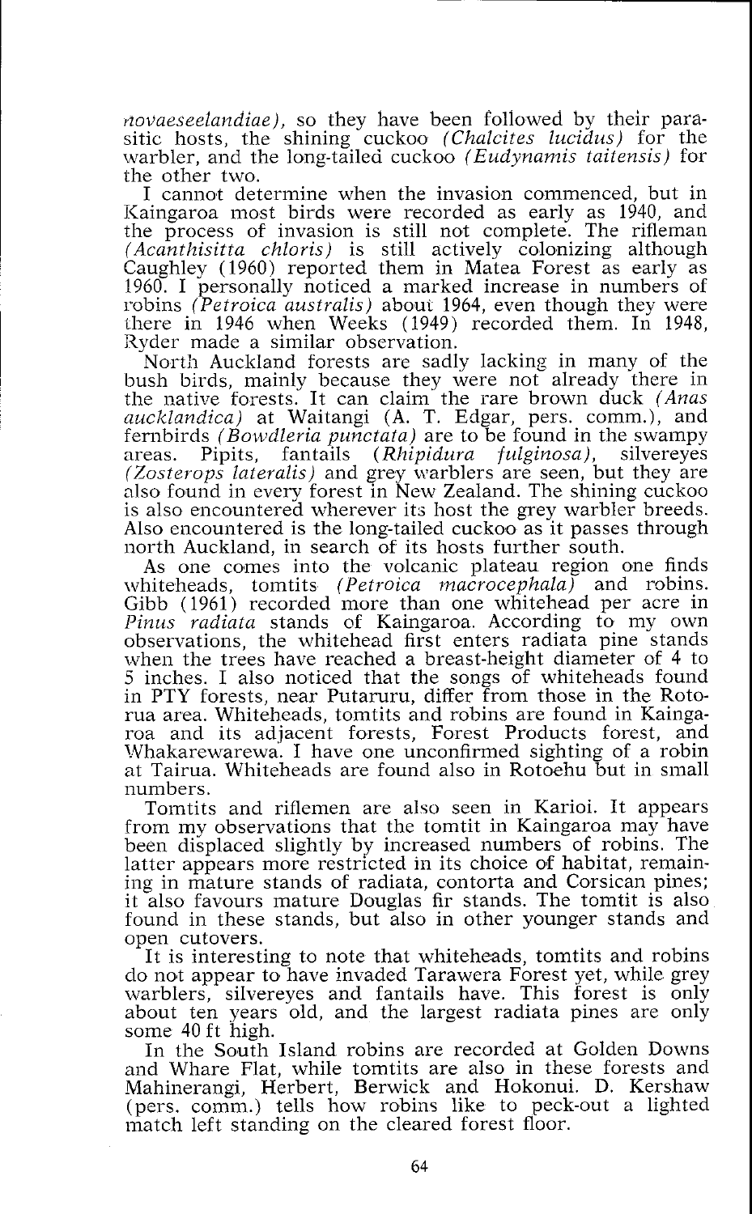*novaeseelandiae)*, so they have been followed by their parasitic hosts, the shining cuckoo *(Chalcites lucidus)* for the warbler, and the long-tailed cuckoo *(Eudynamis taitensis)* for the other two.

I cannot determine when the invasion commenced, but in Kaingaroa most birds were recorded as early as 1940, and the process of invasion is still not complete. The rifleman *(Acanthisitta chloris)* is still actively colonizing although Caughley (1960) reported them in Matea Forest as early as 1960. I personally noticed a marked increase in numbers of robins *(Petroica australis)* about 1964, even though they were there in 1946 when Weeks (1949) recorded them. In 1948, Ryder made a similar observation.

North Auckland forests are sadly lacking in many of the bush birds, mainly because they were not already there in the native forests. It can claim the rare brown duck *(Anas aucklandica)* at Waitangi (A. T. Edgar, pers. comm.), and fernbirds *(Bowdleria punctata)* are to be found in the swampy areas. Pipits, fantails *(Rhipidura fulginosa)*, silvereyes *(Zosterops lateralis)* and grey warblers are seen, but they are also found in every forest in New Zealand. The shining cuckoo is also encountered wherever its host the grey warbler breeds. Also encountered is the long-tailed cuckoo as it passes through north Auckland, in search of its hosts further south.

As one comes into the volcanic plateau region one finds whiteheads, tomtits *(Petroica macrocephala)* and robins. Gibb (1961) recorded more than one whitehead per acre in *Pinus radiata* stands of Kaingaroa. According to my own observations, the whitehead first enters radiata pine stands when the trees have reached a breast-height diameter of 4 to 5 inches. I also noticed that the songs of whiteheads found in PTY forests, near Putaruru, differ from those in the Rotorua area. Whiteheads, tomtits and robins are found in Kaingaroa and its adjacent forests, Forest Products forest, and Whakarewarewa. I have one unconfirmed sighting of a robin at Tairua. Whiteheads are found also in Rotoehu but in small numbers.

Tomtits and riflemen are also seen in Karioi. It appears from my observations that the tomtit in Kaingaroa may have been displaced slightly by increased numbers of robins. The latter appears more restricted in its choice of habitat, remaining in mature stands of radiata, contorta and Corsican pines; it also favours mature Douglas fir stands. The tomtit is also found in these stands, but also in other younger stands and open cutovers.

It is interesting to note that whiteheads, tomtits and robins do not appear to have invaded Tarawera Forest yet, while grey warblers, silvereyes and fantails have. This forest is only about ten years old, and the largest radiata pines are only some 40 ft high.

In the South Island robins are recorded at Golden Downs and Whare Flat, while tomtits are also in these forests and Mahinerangi, Herbert, Berwick and Hokonui. D. Kershaw (pers. comm.) tells how robins like to peck-out a lighted match left standing on the cleared forest floor.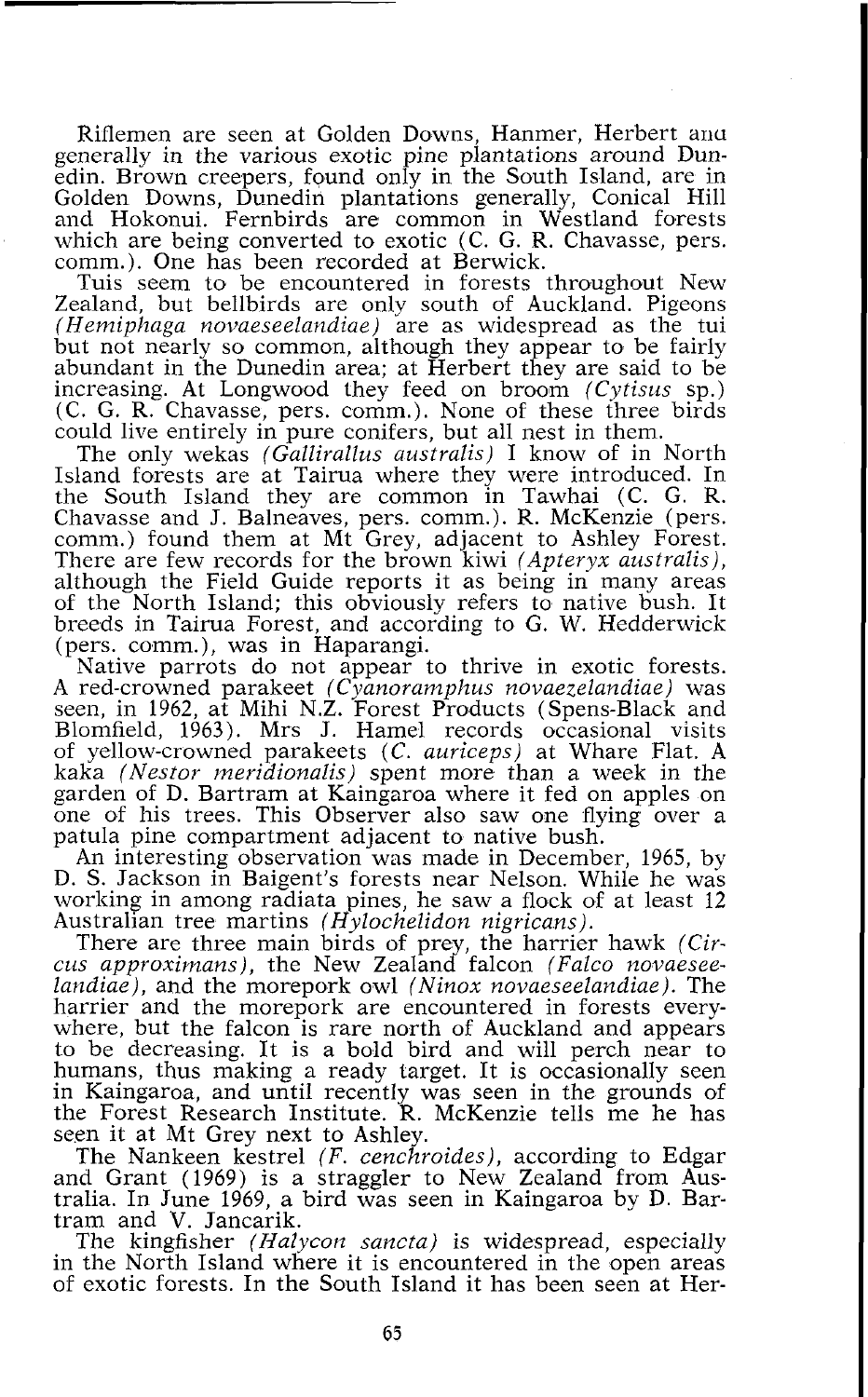Riflemen are seen at Golden Downs, Hanmer, Herbert and generally in the various exotic pine plantations around Dunedin. Brown creepers, found only in the South Island, are in Golden Downs, Dunedin plantations generally, Conical Hill and Hokonui. Fernbirds are common in Westland forests which are being converted to exotic (C. G. R. Chavasse, pers. comm.). One has been recorded at Berwick.

Tuis seem to be encountered in forests throughout New Zealand, but bellbirds are only south of Auckland. Pigeons *(Hemiphaga novaeseelandiae)* are as widespread as the tui but not nearly so common, although they appear to be fairly abundant in the Dunedin area; at Herbert they are said to be increasing. At Longwood they feed on broom *(Cytisus* sp.) (C. G. R. Chavasse, pers. comm.). None of these three birds could live entirely in pure conifers, but all nest in them.

The only wekas *(Gallirallus australis)* I know of in North Island forests are at Tairua where they were introduced. In the South Island they are common in Tawhai (C. G. R. Chavasse and J. Balneaves, pers. comm.). R. McKenzie (pers. comm.) found them at Mt Grey, adjacent to Ashley Forest. There are few records for the brown kiwi *(Apteryx australis)*, although the Field Guide reports it as being in many areas of the North Island; this obviously refers to native bush. It breeds in Tairua Forest, and according to G. W. Hedderwick (pers. comm.), was in Haparangi.

Native parrots do not appear to thrive in exotic forests. A red-crowned parakeet *(Cyanoramphus novaezelandiae)* was seen, in 1962, at Mihi N.Z. Forest Products (Spens-Black and Blomfield, 1963). Mrs J. Hamel records occasional visits of yellow-crowned parakeets *(C. auriceps)* at Whare Flat. A kaka *(Nestor meridionalis)* spent more than a week in the garden of D. Bartram at Kaingaroa where it fed on apples on one of his trees. This Observer also saw one flying over a patula pine compartment adjacent to native bush.

An interesting observation was made in December, 1965, by D. S. Jackson in Baigent's forests near Nelson. While he was working in among radiata pines, he saw a flock of at least 12 Australian tree martins *(Hylochelidon nigricans)*.

There are three main birds of prey, the harrier hawk *(Circus approximans)*, the New Zealand falcon *(Falco novaeseelandiae)*, and the morepork owl *(Ninox novaeseelandiae)*. The harrier and the morepork are encountered in forests everywhere, but the falcon is rare north of Auckland and appears to be decreasing. It is a bold bird and will perch near to humans, thus making a ready target. It is occasionally seen in Kaingaroa, and until recently was seen in the grounds of the Forest Research Institute. R. McKenzie tells me he has seen it at Mt Grey next to Ashley.

The Nankeen kestrel *(F. cenchroides)*, according to Edgar and Grant (1969) is a straggler to New Zealand from Australia. In June 1969, a bird was seen in Kaingaroa by D. Bartram and V. Jancarik.

The kingfisher *(Halycon sancta)* is widespread, especially in the North Island where it is encountered in the open areas of exotic forests. In the South Island it has been seen at Her-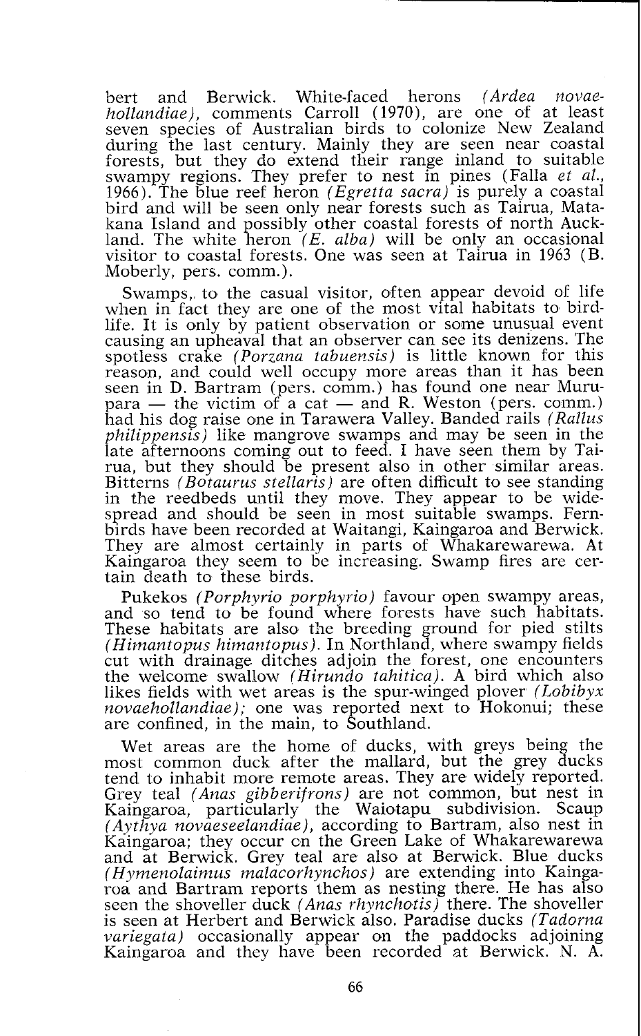bert and Berwick. White-faced herons *(Ardea novaehollandiae)*, comments Carroll (1970), are one of at least seven species of Australian birds to colonize New Zealand during the last century. Mainly they are seen near coastal forests, but they do extend their range inland to suitable swampy regions. They prefer to nest in pines (Falla *et al.*, 1966). The blue reef heron *(Egretta sacra)* is purely a coastal bird and will be seen only near forests such as Tairua, Matakana Island and possibly other coastal forests of north Auckland. The white heron *(E. alba)* will be only an occasional visitor to coastal forests. One was seen at Tairua in 1963 (B. Moberly, pers. comm.).

Swamps, to the casual visitor, often appear devoid of life when in fact they are one of the most vital habitats to birdlife. It is only by patient observation or some unusual event causing an upheaval that an observer can see its denizens. The spotless crake *(Porzana tabuensis)* is little known for this reason, and could well occupy more areas than it has been seen in D. Bartram (pers. comm.) has found one near Murupara — the victim of a cat — and R. Weston (pers. comm.) had his dog raise one in Tarawera Valley. Banded rails *(Rallus philippensis)* like mangrove swamps and may be seen in the late afternoons coming out to feed. I have seen them by Tairua, but they should be present also in other similar areas. Bitterns *(Botaurus stellaris)* are often difficult to see standing in the reedbeds until they move. They appear to be widespread and should be seen in most suitable swamps. Fernbirds have been recorded at Waitangi, Kaingaroa and Berwick. They are almost certainly in parts of Whakarewarewa. At Kaingaroa they seem to be increasing. Swamp fires are certain death to these birds.

Pukekos *(Porphyrio porphyrio)* favour open swampy areas, and so tend to be found where forests have such habitats. These habitats are also the breeding ground for pied stilts *(Himantopus himantopus)*. In Northland, where swampy fields cut with drainage ditches adjoin the forest, one encounters the welcome swallow *(Hirundo tahitica)*. A bird which also likes fields with wet areas is the spur-winged plover *(Lobibyx novaehollandiae)*; one was reported next to Hokonui; these are confined, in the main, to Southland.

Wet areas are the home of ducks, with greys being the most common duck after the mallard, but the grey ducks tend to inhabit more remote areas. They are widely reported. Grey teal *(Anas gibberifrons)* are not common, but nest in Kaingaroa, particularly the Waiotapu subdivision. Scaup *(Aythya novaeseelandiae)*, according to Bartram, also nest in Kaingaroa; they occur on the Green Lake of Whakarewarewa and at Berwick. Grey teal are also at Berwick. Blue ducks *(Hymenolaimus malacorhynchos)* are extending into Kaingaroa and Bartram reports them as nesting there. He has also seen the shoveller duck *(Anas rhynchotis)* there. The shoveller is seen at Herbert and Berwick also. Paradise ducks *(Tadorna variegata)* occasionally appear on the paddocks adjoining Kaingaroa and they have been recorded at Berwick. N. A.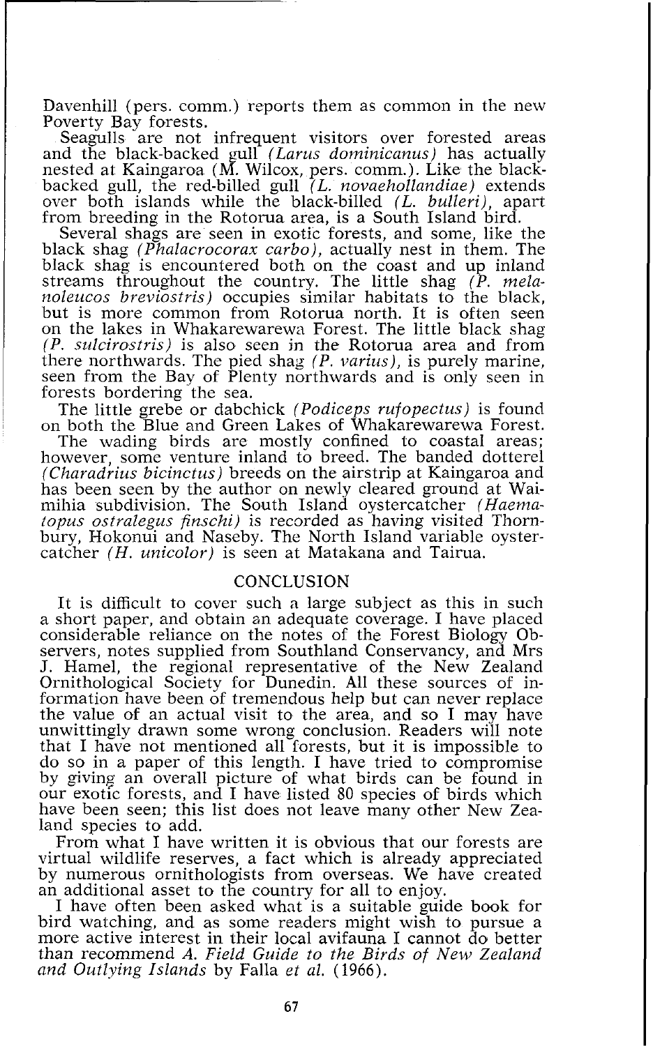Davenhill (pers. comm.) reports them as common in the new Poverty Bay forests.

Seagulls are not infrequent visitors over forested areas and the black-backed gull (*Larus dominicanus*) has actually nested at Kaingaroa (M. Wilcox, pers. comm.). Like the black-backed gull, the red-billed gull (*L. novaehollandiae*) extends over both islands while the black-billed (*L. bulleri*), apart from breeding in the Rotorua area, is a South Island bird.

Several shags are seen in exotic forests, and some, like the black shag (*Phalacrocorax carbo*), actually nest in them. The black shag is encountered both on the coast and up inland streams throughout the country. The little shag (*P. melanoleucos breviostris*) occupies similar habitats to the black, but is more common from Rotorua north. It is often seen on the lakes in Whakarewarewa Forest. The little black shag (*P. sulcirostris*) is also seen in the Rotorua area and from there northwards. The pied shag (*P. varius*), is purely marine, seen from the Bay of Plenty northwards and is only seen in forests bordering the sea.

The little grebe or dabchick (*Podiceps rufopectus*) is found on both the Blue and Green Lakes of Whakarewarewa Forest.

The wading birds are mostly confined to coastal areas; however, some venture inland to breed. The banded dotterel (*Charadrius bicinctus*) breeds on the airstrip at Kaingaroa and has been seen by the author on newly cleared ground at Waimihia subdivision. The South Island oystercatcher (*Haematopus ostralegus finschi*) is recorded as having visited Thornbury, Hokonui and Naseby. The North Island variable oystercatcher (*H. unicolor*) is seen at Matakana and Tairua.

## CONCLUSION

It is difficult to cover such a large subject as this in such a short paper, and obtain an adequate coverage. I have placed considerable reliance on the notes of the Forest Biology Observers, notes supplied from Southland Conservancy, and Mrs J. Hamel, the regional representative of the New Zealand Ornithological Society for Dunedin. All these sources of information have been of tremendous help but can never replace the value of an actual visit to the area, and so I may have unwittingly drawn some wrong conclusion. Readers will note that I have not mentioned all forests, but it is impossible to do so in a paper of this length. I have tried to compromise by giving an overall picture of what birds can be found in our exotic forests, and I have listed 80 species of birds which have been seen; this list does not leave many other New Zealand species to add.

From what I have written it is obvious that our forests are virtual wildlife reserves, a fact which is already appreciated by numerous ornithologists from overseas. We have created an additional asset to the country for all to enjoy.

I have often been asked what is a suitable guide book for bird watching, and as some readers might wish to pursue a more active interest in their local avifauna I cannot do better than recommend *A. Field Guide to the Birds of New Zealand and Outlying Islands* by Falla *et al.* (1966).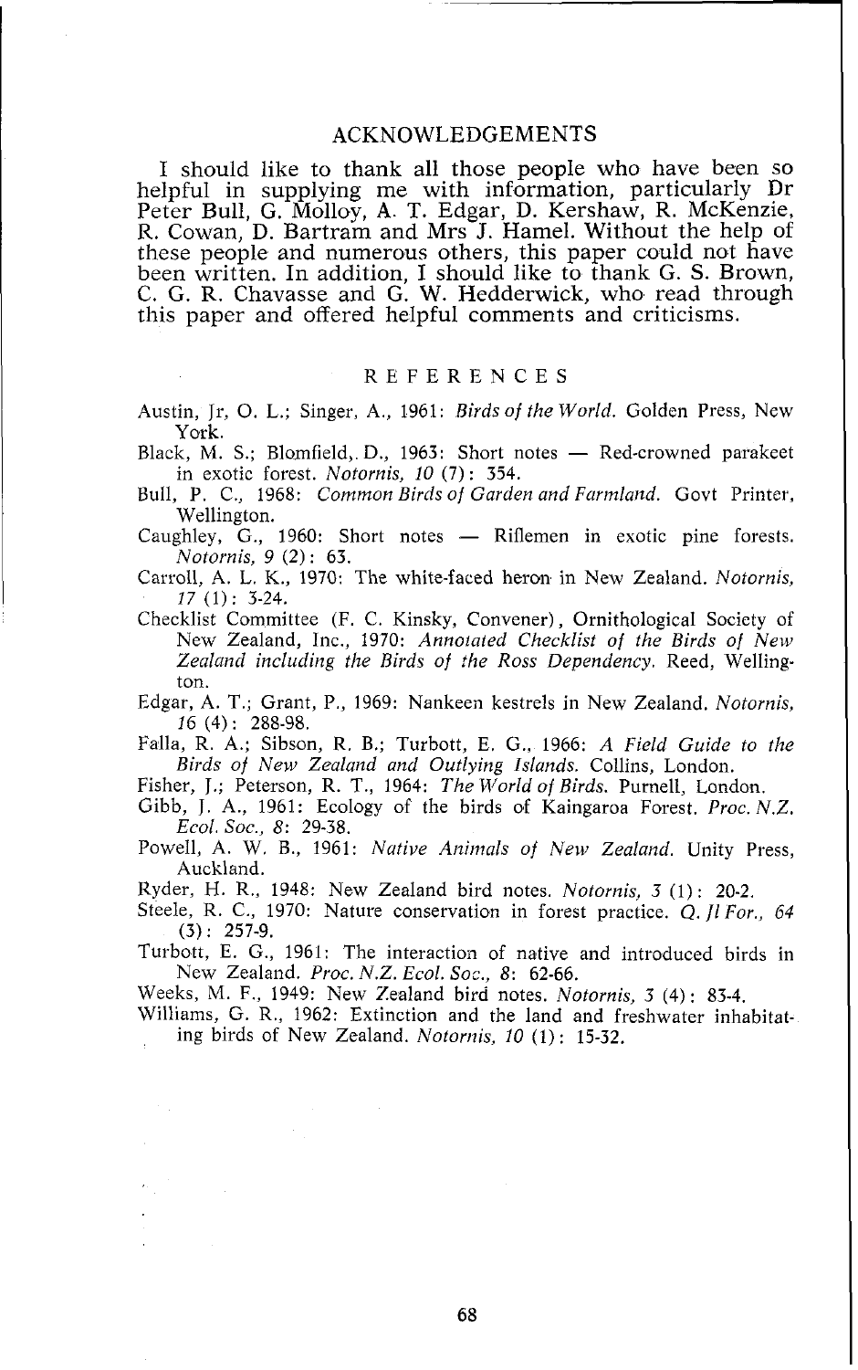## ACKNOWLEDGEMENTS

I should like to thank all those people who have been so helpful in supplying me with information, particularly Dr Peter Bull, G. Molloy, A. T. Edgar, D. Kershaw, R. McKenzie, R. Cowan, D. Bartram and Mrs J. Hamel. Without the help of these people and numerous others, this paper could not have been written. In addition, I should like to thank G. S. Brown, C. G. R. Chavasse and G. W. Hedderwick, who read through this paper and offered helpful comments and criticisms.

## REFERENCES

Austin, Jr, O. L.; Singer, A., 1961: *Birds of the World.* Golden Press, New York.

Black, M. S.; Blomfield, D., 1963: Short notes — Red-crowned parakeet in exotic forest. *Notornis, 10* (7): 354.

Bull, P. C., 1968: *Common Birds of Garden and Farmland.* Govt Printer, Wellington.

Caughley, G., 1960: Short notes — Riflemen in exotic pine forests. *Notornis, 9* (2): 63.

Carroll, A. L. K., 1970: The white-faced heron in New Zealand. *Notornis, 17* (1): 3-24.

Checklist Committee (F. C. Kinsky, Convener), Ornithological Society of New Zealand, Inc., 1970: *Annotated Checklist of the Birds of New Zealand including the Birds of the Ross Dependency.* Reed, Wellington.

Edgar, A. T.; Grant, P., 1969: Nankeen kestrels in New Zealand. *Notornis, 16* (4): 288-98.

Falla, R. A.; Sibson, R. B.; Turbott, E. G., 1966: *A Field Guide to the Birds of New Zealand and Outlying Islands.* Collins, London.

Fisher, J.; Peterson, R. T., 1964: *The World of Birds.* Purnell, London.

Gibb, J. A., 1961: Ecology of the birds of Kaingaroa Forest. *Proc. N.Z. Ecol. Soc., 8*: 29-38.

Powell, A. W. B., 1961: *Native Animals of New Zealand.* Unity Press, Auckland.

Ryder, H. R., 1948: New Zealand bird notes. *Notornis, 3* (1): 20-2.

Steele, R. C., 1970: Nature conservation in forest practice. *Q. Jl For., 64* (3): 257-9.

Turbott, E. G., 1961: The interaction of native and introduced birds in New Zealand. *Proc. N.Z. Ecol. Soc., 8*: 62-66.

Weeks, M. F., 1949: New Zealand bird notes. *Notornis, 3* (4): 83-4.

Williams, G. R., 1962: Extinction and the land and freshwater inhabiting birds of New Zealand. *Notornis, 10* (1): 15-32.